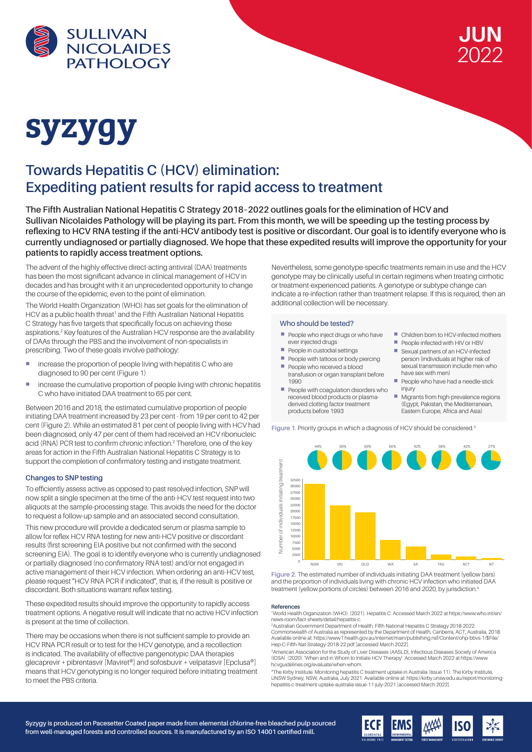# syzygy

JUN 2022

## Towards Hepatitis C (HCV) elimination: Expediting patient results for rapid access to treatment

**The Fifth Australian National Hepatitis C Strategy 2018–2022 outlines goals for the elimination of HCV and Sullivan Nicolaides Pathology will be playing its part. From this month, we will be speeding up the testing process by reflexing to HCV RNA testing if the anti-HCV antibody test is positive or discordant. Our goal is to identify everyone who is currently undiagnosed or partially diagnosed. We hope that these expedited results will improve the opportunity for your patients to rapidly access treatment options.**

The advent of the highly effective direct-acting antiviral (DAA) treatments has been the most significant advance in clinical management of HCV in decades and has brought with it an unprecedented opportunity to change the course of the epidemic, even to the point of elimination.

The World Health Organization (WHO) has set goals for the elimination of HCV as a public health threat[1] and the Fifth Australian National Hepatitis C Strategy has five targets that specifically focus on achieving these aspirations.[2] Key features of the Australian HCV response are the availability of DAAs through the PBS and the involvement of non-specialists in prescribing. Two of these goals involve pathology:

- increase the proportion of people living with hepatitis C who are diagnosed to 90 per cent (Figure 1)
- increase the cumulative proportion of people living with chronic hepatitis C who have initiated DAA treatment to 65 per cent.

Between 2016 and 2018, the estimated cumulative proportion of people initiating DAA treatment increased by 23 per cent - from 19 per cent to 42 per cent (Figure 2). While an estimated 81 per cent of people living with HCV had been diagnosed, only 47 per cent of them had received an HCV ribonucleic acid (RNA) PCR test to confirm chronic infection.[2] Therefore, one of the key areas for action in the Fifth Australian National Hepatitis C Strategy is to support the completion of confirmatory testing and instigate treatment.

### Changes to SNP testing

To efficiently assess active as opposed to past resolved infection, SNP will now split a single specimen at the time of the anti-HCV test request into two aliquots at the sample-processing stage. This avoids the need for the doctor to request a follow-up sample and an associated second consultation.

This new procedure will provide a dedicated serum or plasma sample to allow for reflex HCV RNA testing for new anti-HCV positive or discordant results (first screening EIA positive but not confirmed with the second screening EIA). The goal is to identify everyone who is currently undiagnosed or partially diagnosed (no confirmatory RNA test) and/or not engaged in active management of their HCV infection. When ordering an anti-HCV test, please request "HCV RNA PCR if indicated", that is, if the result is positive or discordant. Both situations warrant reflex testing.

These expedited results should improve the opportunity to rapidly access treatment options. A negative result will indicate that no active HCV infection is present at the time of collection.

There may be occasions when there is not sufficient sample to provide an HCV RNA PCR result or to test for the HCV genotype, and a recollection is indicated. The availability of effective pangenotypic DAA therapies glecaprevir + pibrentasvir [Maviret®] and sofosbuvir + velpatasvir [Epclusa®] means that HCV genotyping is no longer required before initiating treatment to meet the PBS criteria.

Nevertheless, some genotype-specific treatments remain in use and the HCV genotype may be clinically useful in certain regimens when treating cirrhotic or treatment-experienced patients. A genotype or subtype change can indicate a re-infection rather than treatment relapse. If this is required, then an additional collection will be necessary.

#### Who should be tested?

- People who inject drugs or who have ever injected drugs
- People in custodial settings
- People with tattoos or body piercing
- People who received a blood transfusion or organ transplant before 1990
- People with coagulation disorders who received blood products or plasma-derived clotting factor treatment products before 1993
- Children born to HCV-infected mothers
- People infected with HIV or HBV
- Sexual partners of an HCV-infected person (individuals at higher risk of sexual transmission include men who have sex with men)
- People who have had a needle-stick injury
- Migrants from high-prevalence regions (Egypt, Pakistan, the Mediterranean, Eastern Europe, Africa and Asia)

Figure 1. Priority groups in which a diagnosis of HCV should be considered.[3]

| Jurisdiction | NSW | VIC | QLD | WA | SA | TAS | ACT | NT |
|---|---|---|---|---|---|---|---|---|
| Proportion initiating DAA treatment | 44% | 50% | 50% | 50% | 42% | 56% | 42% | 27% |

Figure 2. The estimated number of individuals initiating DAA treatment (yellow bars) and the proportion of individuals living with chronic HCV infection who initiated DAA treatment (yellow portions of circles) between 2016 and 2020, by jurisdiction.[4]

#### References

[1] World Health Organization (WHO). (2021). Hepatitis C. Accessed March 2022 at https://www.who.int/en/news-room/fact-sheets/detail/hepatitis-c.

[2] Australian Government Department of Health. Fifth National Hepatitis C Strategy 2018-2022. Commonwealth of Australia as represented by the Department of Health, Canberra, ACT, Australia, 2018. Available online at: https://www1.health.gov.au/internet/main/publishing.nsf/Content/ohp-bbvs-1/$File/Hep-C-Fifth-Nat-Strategy-2018-22.pdf [accessed March 2022].

[3] American Association for the Study of Liver Diseases (AASLD), Infectious Diseases Society of America (IDSA). (2020). 'When and in Whom to Initiate HCV Therapy'. Accessed March 2022 at https://www.hcvguidelines.org/evaluate/when-whom.

[4] The Kirby Institute. Monitoring hepatitis C treatment uptake in Australia (Issue 11). The Kirby Institute, UNSW Sydney, NSW, Australia, July 2021. Available online at: https://kirby.unsw.edu.au/report/monitoring-hepatitis-c-treatment-uptake-australia-issue-11-july-2021 [accessed March 2022].

**Syzygy is produced on Pacesetter Coated paper made from elemental chlorine-free bleached pulp sourced from well-managed forests and controlled sources. It is manufactured by an ISO 14001 certified mill.**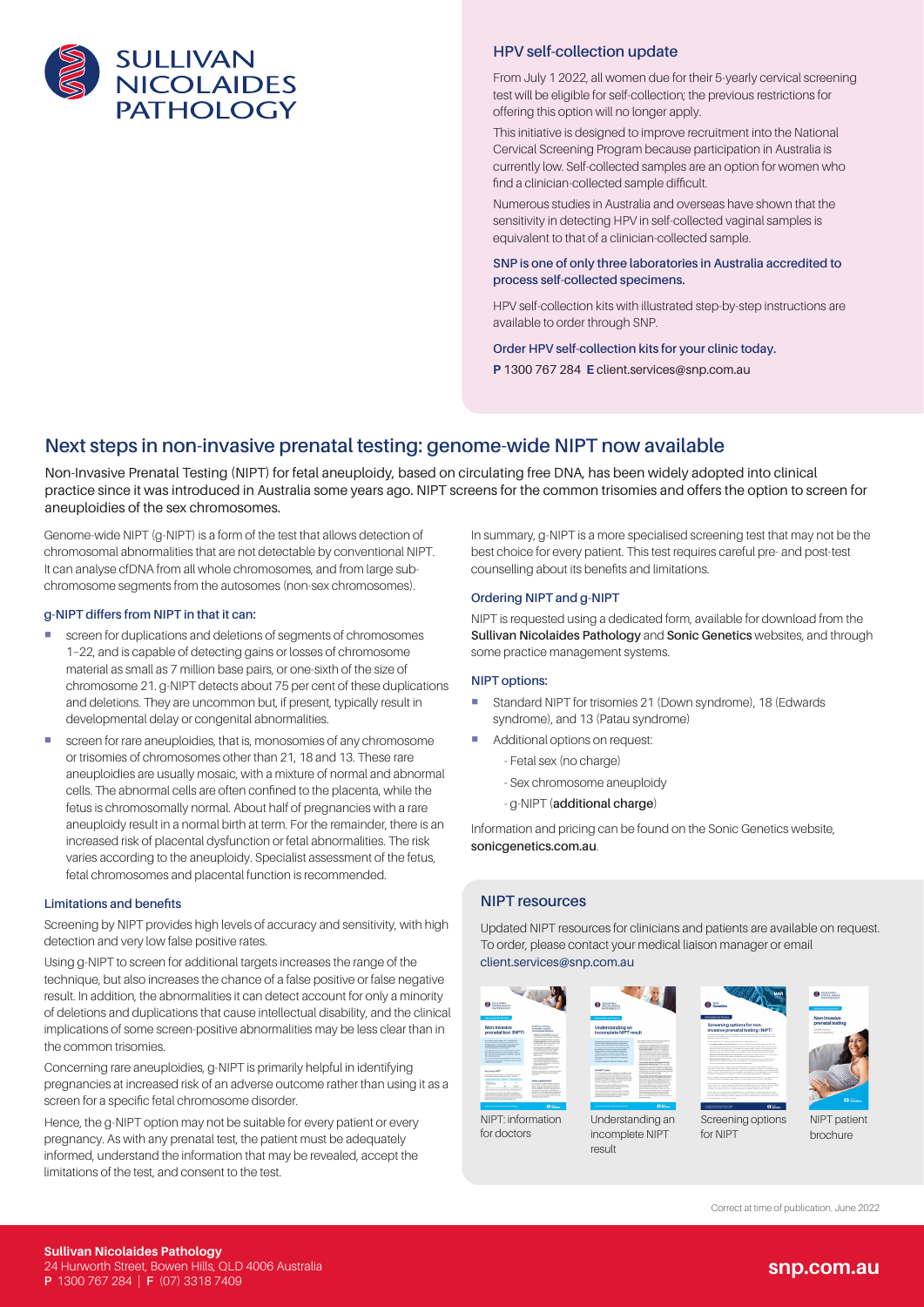## HPV self-collection update

From July 1 2022, all women due for their 5-yearly cervical screening test will be eligible for self-collection; the previous restrictions for offering this option will no longer apply.

This initiative is designed to improve recruitment into the National Cervical Screening Program because participation in Australia is currently low. Self-collected samples are an option for women who find a clinician-collected sample difficult.

Numerous studies in Australia and overseas have shown that the sensitivity in detecting HPV in self-collected vaginal samples is equivalent to that of a clinician-collected sample.

**SNP is one of only three laboratories in Australia accredited to process self-collected specimens.**

HPV self-collection kits with illustrated step-by-step instructions are available to order through SNP.

**Order HPV self-collection kits for your clinic today.**

**P** 1300 767 284 **E** client.services@snp.com.au

# Next steps in non-invasive prenatal testing: genome-wide NIPT now available

Non-Invasive Prenatal Testing (NIPT) for fetal aneuploidy, based on circulating free DNA, has been widely adopted into clinical practice since it was introduced in Australia some years ago. NIPT screens for the common trisomies and offers the option to screen for aneuploidies of the sex chromosomes.

Genome-wide NIPT (g-NIPT) is a form of the test that allows detection of chromosomal abnormalities that are not detectable by conventional NIPT. It can analyse cfDNA from all whole chromosomes, and from large sub-chromosome segments from the autosomes (non-sex chromosomes).

### g-NIPT differs from NIPT in that it can:

- screen for duplications and deletions of segments of chromosomes 1–22, and is capable of detecting gains or losses of chromosome material as small as 7 million base pairs, or one-sixth of the size of chromosome 21. g-NIPT detects about 75 per cent of these duplications and deletions. They are uncommon but, if present, typically result in developmental delay or congenital abnormalities.
- screen for rare aneuploidies, that is, monosomies of any chromosome or trisomies of chromosomes other than 21, 18 and 13. These rare aneuploidies are usually mosaic, with a mixture of normal and abnormal cells. The abnormal cells are often confined to the placenta, while the fetus is chromosomally normal. About half of pregnancies with a rare aneuploidy result in a normal birth at term. For the remainder, there is an increased risk of placental dysfunction or fetal abnormalities. The risk varies according to the aneuploidy. Specialist assessment of the fetus, fetal chromosomes and placental function is recommended.

### Limitations and benefits

Screening by NIPT provides high levels of accuracy and sensitivity, with high detection and very low false positive rates.

Using g-NIPT to screen for additional targets increases the range of the technique, but also increases the chance of a false positive or false negative result. In addition, the abnormalities it can detect account for only a minority of deletions and duplications that cause intellectual disability, and the clinical implications of some screen-positive abnormalities may be less clear than in the common trisomies.

Concerning rare aneuploidies, g-NIPT is primarily helpful in identifying pregnancies at increased risk of an adverse outcome rather than using it as a screen for a specific fetal chromosome disorder.

Hence, the g-NIPT option may not be suitable for every patient or every pregnancy. As with any prenatal test, the patient must be adequately informed, understand the information that may be revealed, accept the limitations of the test, and consent to the test.

In summary, g-NIPT is a more specialised screening test that may not be the best choice for every patient. This test requires careful pre- and post-test counselling about its benefits and limitations.

### Ordering NIPT and g-NIPT

NIPT is requested using a dedicated form, available for download from the **Sullivan Nicolaides Pathology** and **Sonic Genetics** websites, and through some practice management systems.

### NIPT options:

- Standard NIPT for trisomies 21 (Down syndrome), 18 (Edwards syndrome), and 13 (Patau syndrome)
- Additional options on request:
  - Fetal sex (no charge)
  - Sex chromosome aneuploidy
  - g-NIPT (**additional charge**)

Information and pricing can be found on the Sonic Genetics website, **sonicgenetics.com.au**.

## NIPT resources

Updated NIPT resources for clinicians and patients are available on request. To order, please contact your medical liaison manager or email client.services@snp.com.au

NIPT: information for doctors

Understanding an incomplete NIPT result

Screening options for NIPT

NIPT patient brochure

Correct at time of publication. June 2022

**Sullivan Nicolaides Pathology**
24 Hurworth Street, Bowen Hills, QLD 4006 Australia
**P** 1300 767 284 | **F** (07) 3318 7409

**snp.com.au**